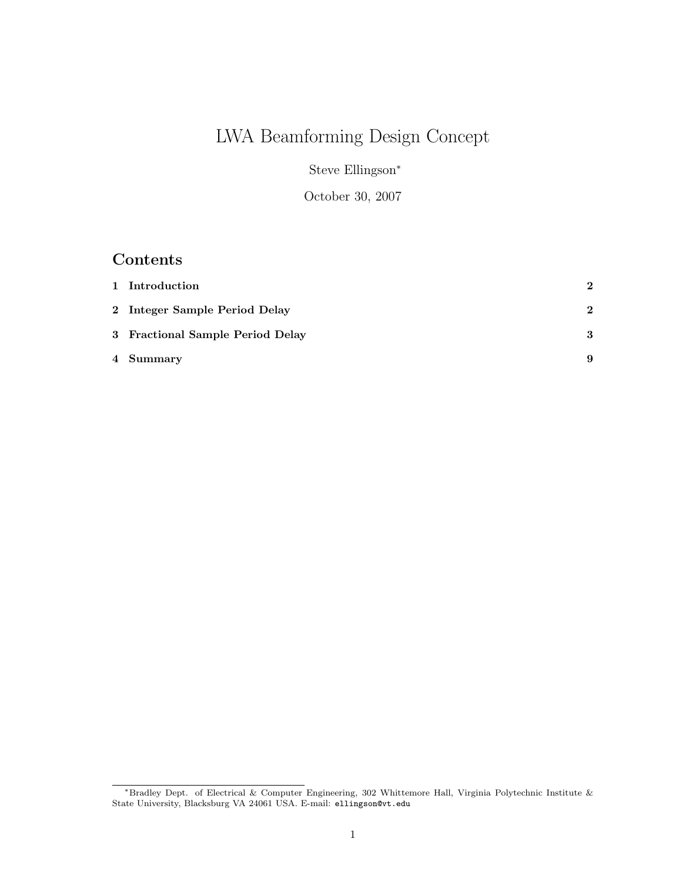# LWA Beamforming Design Concept

Steve Ellingson*

October 30, 2007

## Contents

| | | |
|---|---|---|
| **1** | **Introduction** | **2** |
| **2** | **Integer Sample Period Delay** | **2** |
| **3** | **Fractional Sample Period Delay** | **3** |
| **4** | **Summary** | **9** |

---

*Bradley Dept. of Electrical & Computer Engineering, 302 Whittemore Hall, Virginia Polytechnic Institute & State University, Blacksburg VA 24061 USA. E-mail: `ellingson@vt.edu`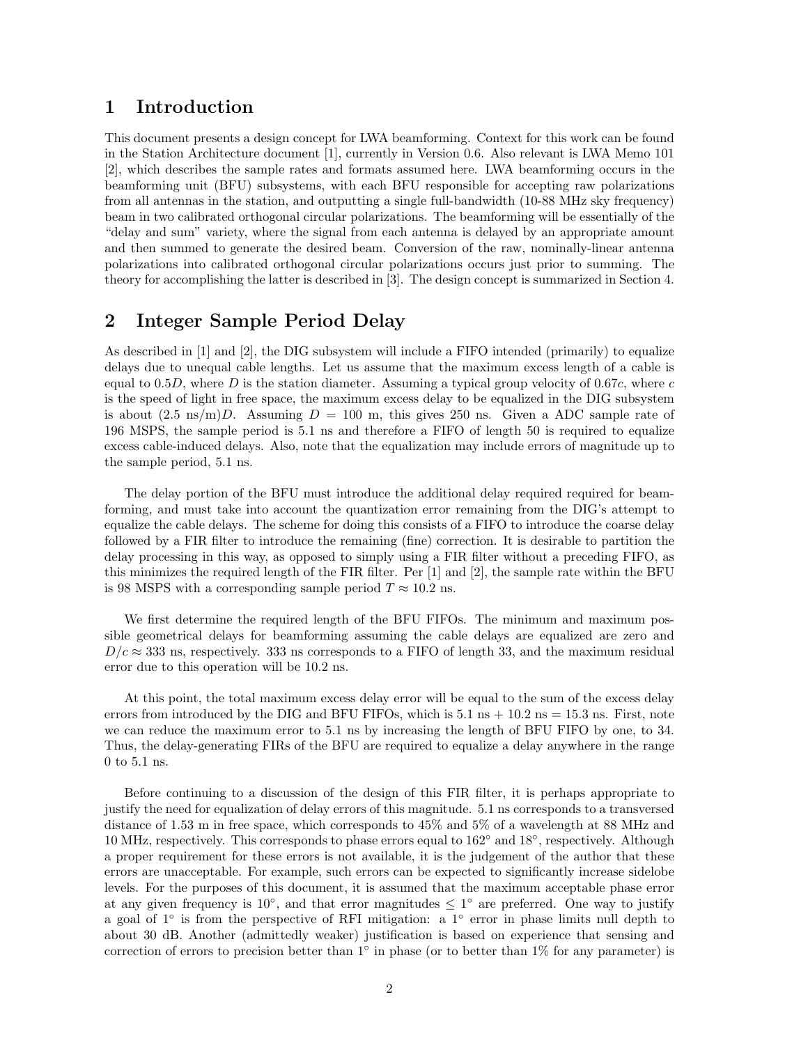# 1 Introduction

This document presents a design concept for LWA beamforming. Context for this work can be found in the Station Architecture document [1], currently in Version 0.6. Also relevant is LWA Memo 101 [2], which describes the sample rates and formats assumed here. LWA beamforming occurs in the beamforming unit (BFU) subsystems, with each BFU responsible for accepting raw polarizations from all antennas in the station, and outputting a single full-bandwidth (10-88 MHz sky frequency) beam in two calibrated orthogonal circular polarizations. The beamforming will be essentially of the "delay and sum" variety, where the signal from each antenna is delayed by an appropriate amount and then summed to generate the desired beam. Conversion of the raw, nominally-linear antenna polarizations into calibrated orthogonal circular polarizations occurs just prior to summing. The theory for accomplishing the latter is described in [3]. The design concept is summarized in Section 4.

# 2 Integer Sample Period Delay

As described in [1] and [2], the DIG subsystem will include a FIFO intended (primarily) to equalize delays due to unequal cable lengths. Let us assume that the maximum excess length of a cable is equal to $0.5D$, where $D$ is the station diameter. Assuming a typical group velocity of $0.67c$, where $c$ is the speed of light in free space, the maximum excess delay to be equalized in the DIG subsystem is about (2.5 ns/m)$D$. Assuming $D = 100$ m, this gives 250 ns. Given a ADC sample rate of 196 MSPS, the sample period is 5.1 ns and therefore a FIFO of length 50 is required to equalize excess cable-induced delays. Also, note that the equalization may include errors of magnitude up to the sample period, 5.1 ns.

The delay portion of the BFU must introduce the additional delay required required for beamforming, and must take into account the quantization error remaining from the DIG's attempt to equalize the cable delays. The scheme for doing this consists of a FIFO to introduce the coarse delay followed by a FIR filter to introduce the remaining (fine) correction. It is desirable to partition the delay processing in this way, as opposed to simply using a FIR filter without a preceding FIFO, as this minimizes the required length of the FIR filter. Per [1] and [2], the sample rate within the BFU is 98 MSPS with a corresponding sample period $T \approx 10.2$ ns.

We first determine the required length of the BFU FIFOs. The minimum and maximum possible geometrical delays for beamforming assuming the cable delays are equalized are zero and $D/c \approx 333$ ns, respectively. 333 ns corresponds to a FIFO of length 33, and the maximum residual error due to this operation will be 10.2 ns.

At this point, the total maximum excess delay error will be equal to the sum of the excess delay errors from introduced by the DIG and BFU FIFOs, which is 5.1 ns + 10.2 ns = 15.3 ns. First, note we can reduce the maximum error to 5.1 ns by increasing the length of BFU FIFO by one, to 34. Thus, the delay-generating FIRs of the BFU are required to equalize a delay anywhere in the range 0 to 5.1 ns.

Before continuing to a discussion of the design of this FIR filter, it is perhaps appropriate to justify the need for equalization of delay errors of this magnitude. 5.1 ns corresponds to a transversed distance of 1.53 m in free space, which corresponds to 45% and 5% of a wavelength at 88 MHz and 10 MHz, respectively. This corresponds to phase errors equal to 162° and 18°, respectively. Although a proper requirement for these errors is not available, it is the judgement of the author that these errors are unacceptable. For example, such errors can be expected to significantly increase sidelobe levels. For the purposes of this document, it is assumed that the maximum acceptable phase error at any given frequency is 10°, and that error magnitudes $\leq 1°$ are preferred. One way to justify a goal of 1° is from the perspective of RFI mitigation: a 1° error in phase limits null depth to about 30 dB. Another (admittedly weaker) justification is based on experience that sensing and correction of errors to precision better than 1° in phase (or to better than 1% for any parameter) is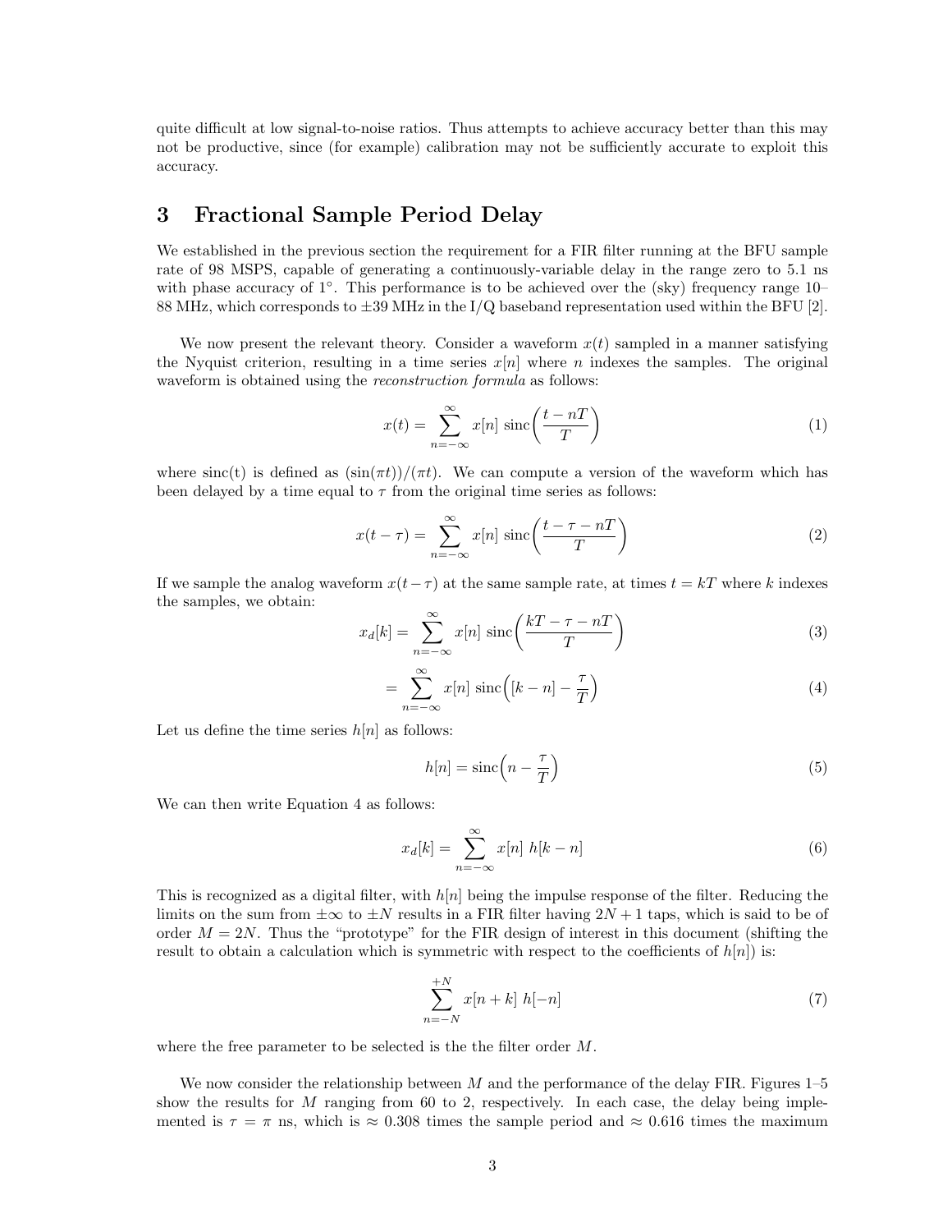quite difficult at low signal-to-noise ratios. Thus attempts to achieve accuracy better than this may not be productive, since (for example) calibration may not be sufficiently accurate to exploit this accuracy.

## 3 Fractional Sample Period Delay

We established in the previous section the requirement for a FIR filter running at the BFU sample rate of 98 MSPS, capable of generating a continuously-variable delay in the range zero to 5.1 ns with phase accuracy of 1°. This performance is to be achieved over the (sky) frequency range 10–88 MHz, which corresponds to ±39 MHz in the I/Q baseband representation used within the BFU [2].

We now present the relevant theory. Consider a waveform $x(t)$ sampled in a manner satisfying the Nyquist criterion, resulting in a time series $x[n]$ where $n$ indexes the samples. The original waveform is obtained using the *reconstruction formula* as follows:

$$x(t) = \sum_{n=-\infty}^{\infty} x[n] \, \text{sinc}\left(\frac{t - nT}{T}\right) \tag{1}$$

where sinc(t) is defined as $(\sin(\pi t))/(\pi t)$. We can compute a version of the waveform which has been delayed by a time equal to $\tau$ from the original time series as follows:

$$x(t - \tau) = \sum_{n=-\infty}^{\infty} x[n] \, \text{sinc}\left(\frac{t - \tau - nT}{T}\right) \tag{2}$$

If we sample the analog waveform $x(t - \tau)$ at the same sample rate, at times $t = kT$ where $k$ indexes the samples, we obtain:

$$x_d[k] = \sum_{n=-\infty}^{\infty} x[n] \, \text{sinc}\left(\frac{kT - \tau - nT}{T}\right) \tag{3}$$

$$= \sum_{n=-\infty}^{\infty} x[n] \, \text{sinc}\left([k - n] - \frac{\tau}{T}\right) \tag{4}$$

Let us define the time series $h[n]$ as follows:

$$h[n] = \text{sinc}\left(n - \frac{\tau}{T}\right) \tag{5}$$

We can then write Equation 4 as follows:

$$x_d[k] = \sum_{n=-\infty}^{\infty} x[n] \; h[k - n] \tag{6}$$

This is recognized as a digital filter, with $h[n]$ being the impulse response of the filter. Reducing the limits on the sum from $\pm\infty$ to $\pm N$ results in a FIR filter having $2N + 1$ taps, which is said to be of order $M = 2N$. Thus the "prototype" for the FIR design of interest in this document (shifting the result to obtain a calculation which is symmetric with respect to the coefficients of $h[n]$) is:

$$\sum_{n=-N}^{+N} x[n + k] \; h[-n] \tag{7}$$

where the free parameter to be selected is the the filter order $M$.

We now consider the relationship between $M$ and the performance of the delay FIR. Figures 1–5 show the results for $M$ ranging from 60 to 2, respectively. In each case, the delay being implemented is $\tau = \pi$ ns, which is $\approx 0.308$ times the sample period and $\approx 0.616$ times the maximum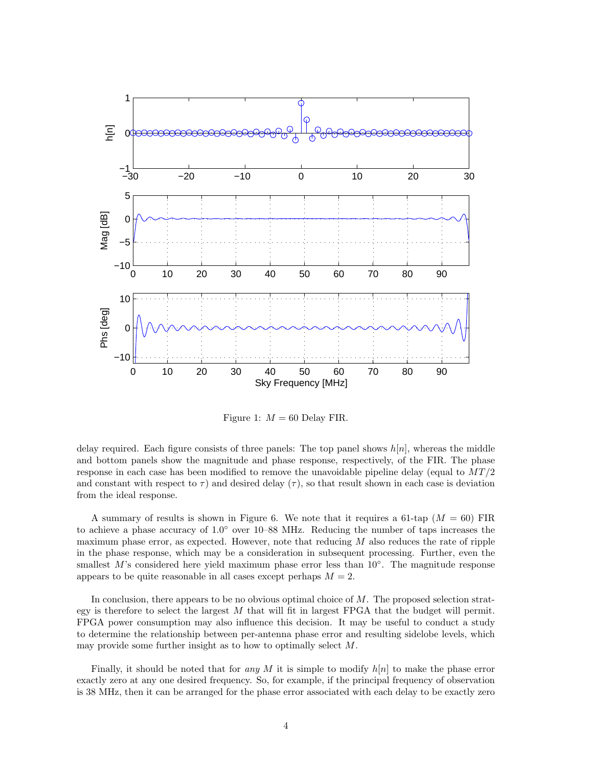Figure 1: $M = 60$ Delay FIR.

delay required. Each figure consists of three panels: The top panel shows $h[n]$, whereas the middle and bottom panels show the magnitude and phase response, respectively, of the FIR. The phase response in each case has been modified to remove the unavoidable pipeline delay (equal to $MT/2$ and constant with respect to $\tau$) and desired delay ($\tau$), so that result shown in each case is deviation from the ideal response.

A summary of results is shown in Figure 6. We note that it requires a 61-tap ($M = 60$) FIR to achieve a phase accuracy of $1.0^\circ$ over 10–88 MHz. Reducing the number of taps increases the maximum phase error, as expected. However, note that reducing $M$ also reduces the rate of ripple in the phase response, which may be a consideration in subsequent processing. Further, even the smallest $M$'s considered here yield maximum phase error less than $10^\circ$. The magnitude response appears to be quite reasonable in all cases except perhaps $M = 2$.

In conclusion, there appears to be no obvious optimal choice of $M$. The proposed selection strategy is therefore to select the largest $M$ that will fit in largest FPGA that the budget will permit. FPGA power consumption may also influence this decision. It may be useful to conduct a study to determine the relationship between per-antenna phase error and resulting sidelobe levels, which may provide some further insight as to how to optimally select $M$.

Finally, it should be noted that for *any* $M$ it is simple to modify $h[n]$ to make the phase error exactly zero at any one desired frequency. So, for example, if the principal frequency of observation is 38 MHz, then it can be arranged for the phase error associated with each delay to be exactly zero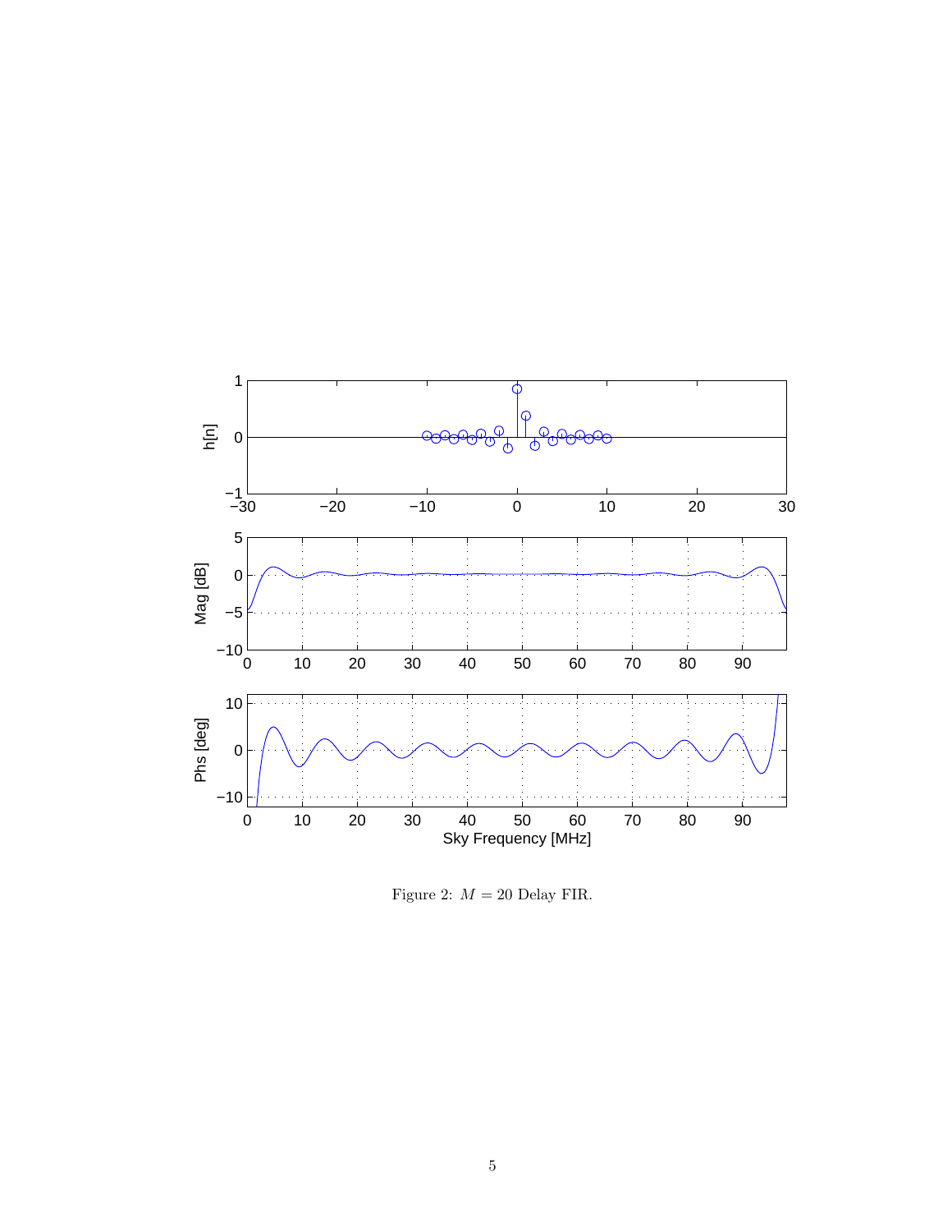Figure 2: $M = 20$ Delay FIR.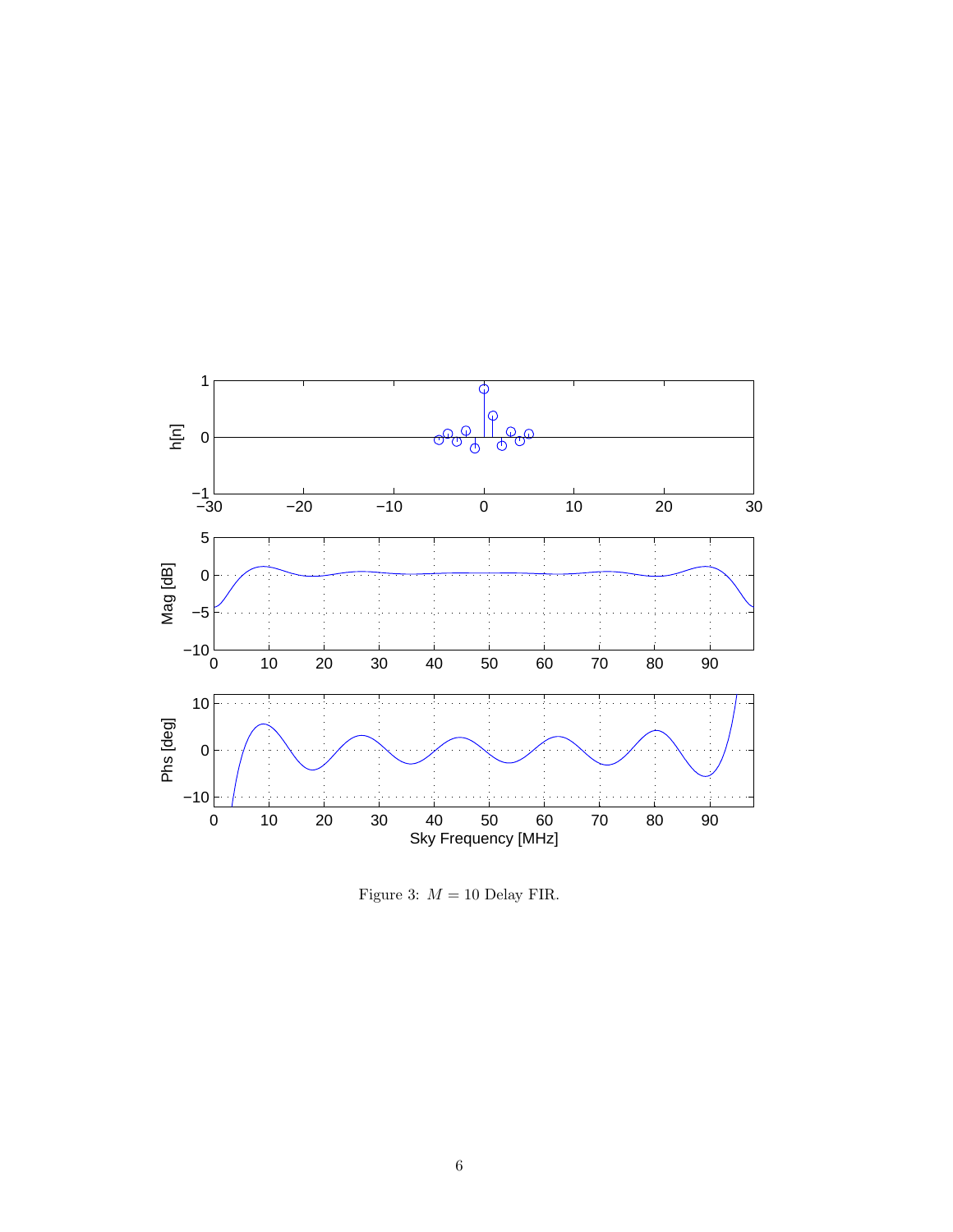Figure 3: $M = 10$ Delay FIR.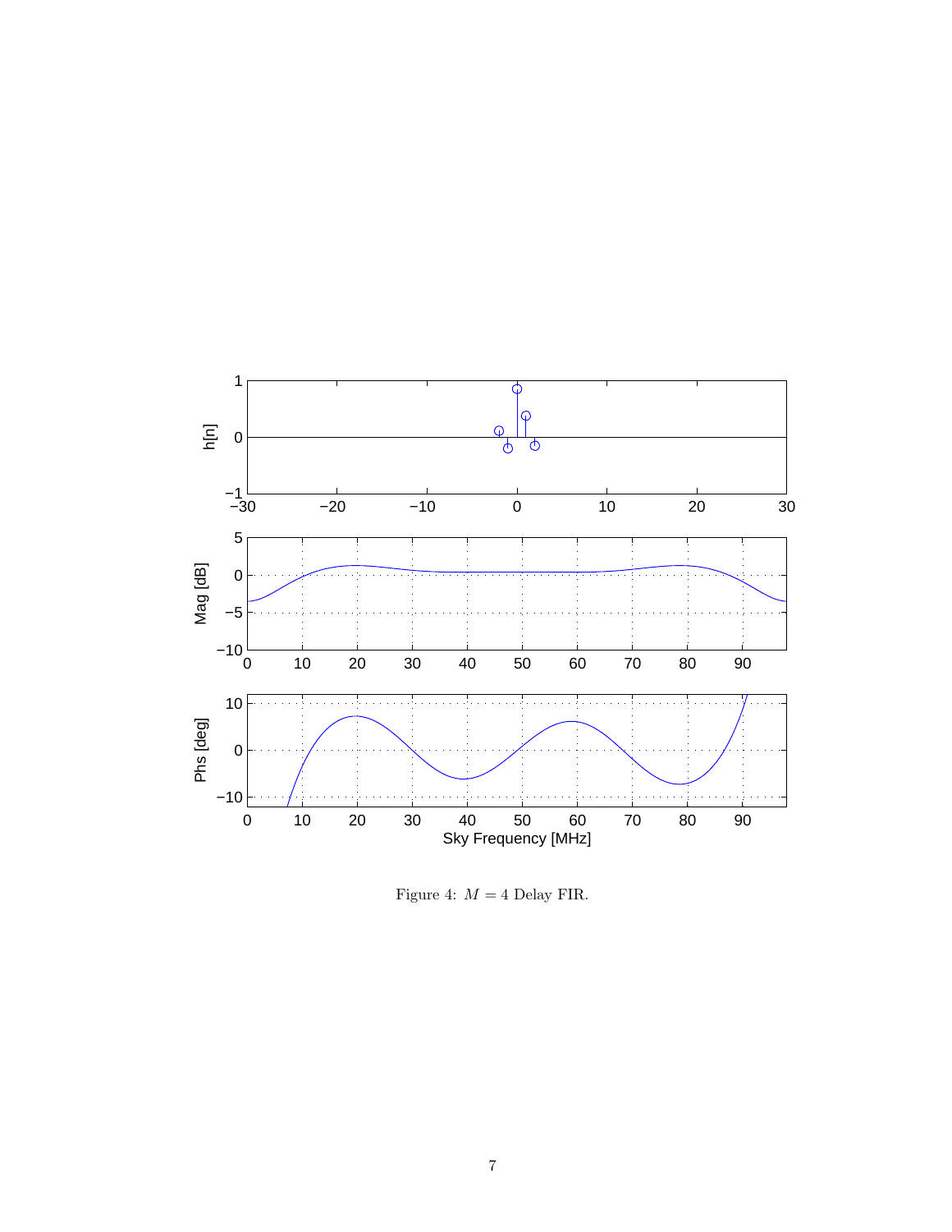Figure 4: $M = 4$ Delay FIR.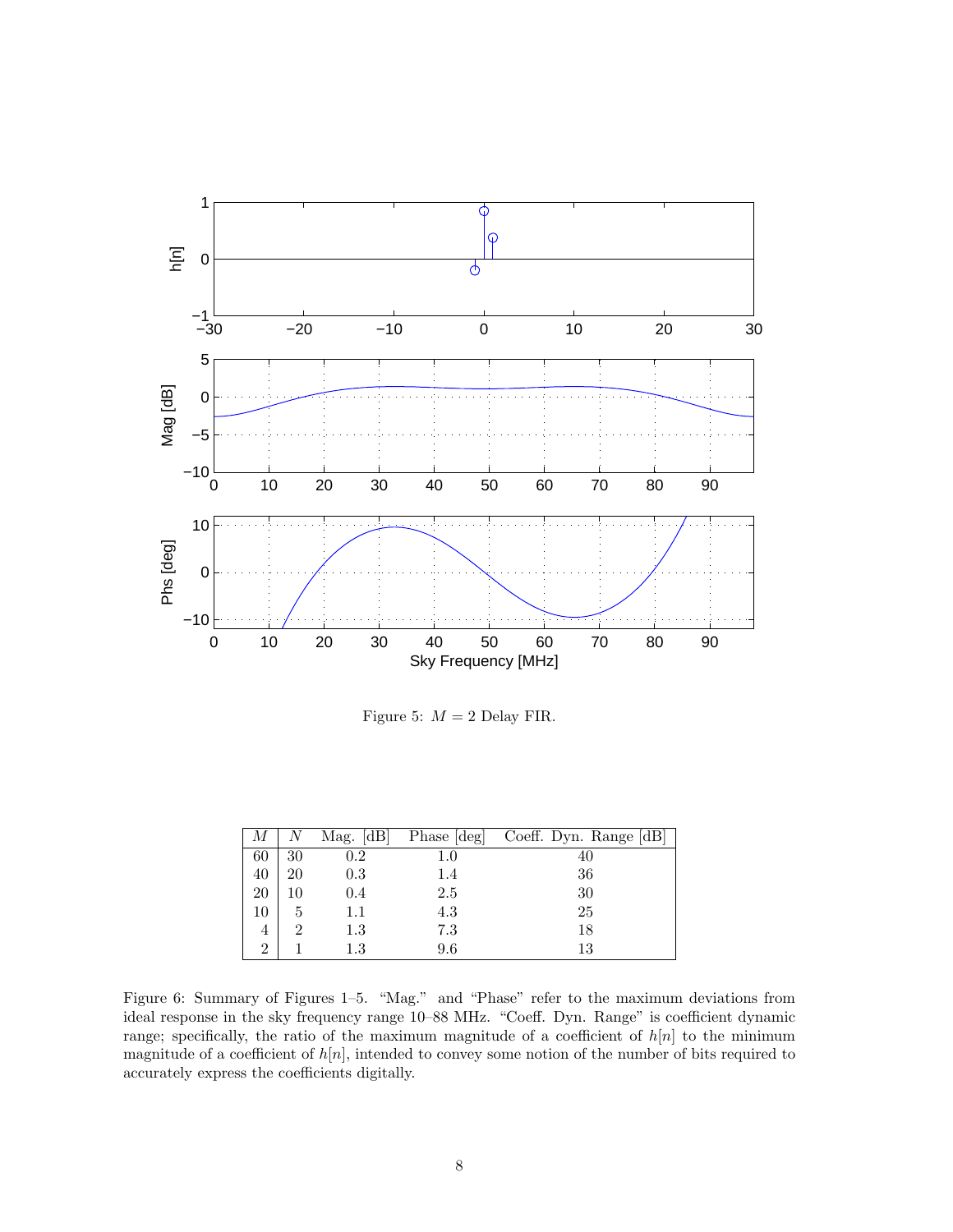Figure 5: $M = 2$ Delay FIR.

| $M$ | $N$ | Mag. [dB] | Phase [deg] | Coeff. Dyn. Range [dB] |
|---|---|---|---|---|
| 60 | 30 | 0.2 | 1.0 | 40 |
| 40 | 20 | 0.3 | 1.4 | 36 |
| 20 | 10 | 0.4 | 2.5 | 30 |
| 10 | 5 | 1.1 | 4.3 | 25 |
| 4 | 2 | 1.3 | 7.3 | 18 |
| 2 | 1 | 1.3 | 9.6 | 13 |

Figure 6: Summary of Figures 1–5. “Mag.” and “Phase” refer to the maximum deviations from ideal response in the sky frequency range 10–88 MHz. “Coeff. Dyn. Range” is coefficient dynamic range; specifically, the ratio of the maximum magnitude of a coefficient of $h[n]$ to the minimum magnitude of a coefficient of $h[n]$, intended to convey some notion of the number of bits required to accurately express the coefficients digitally.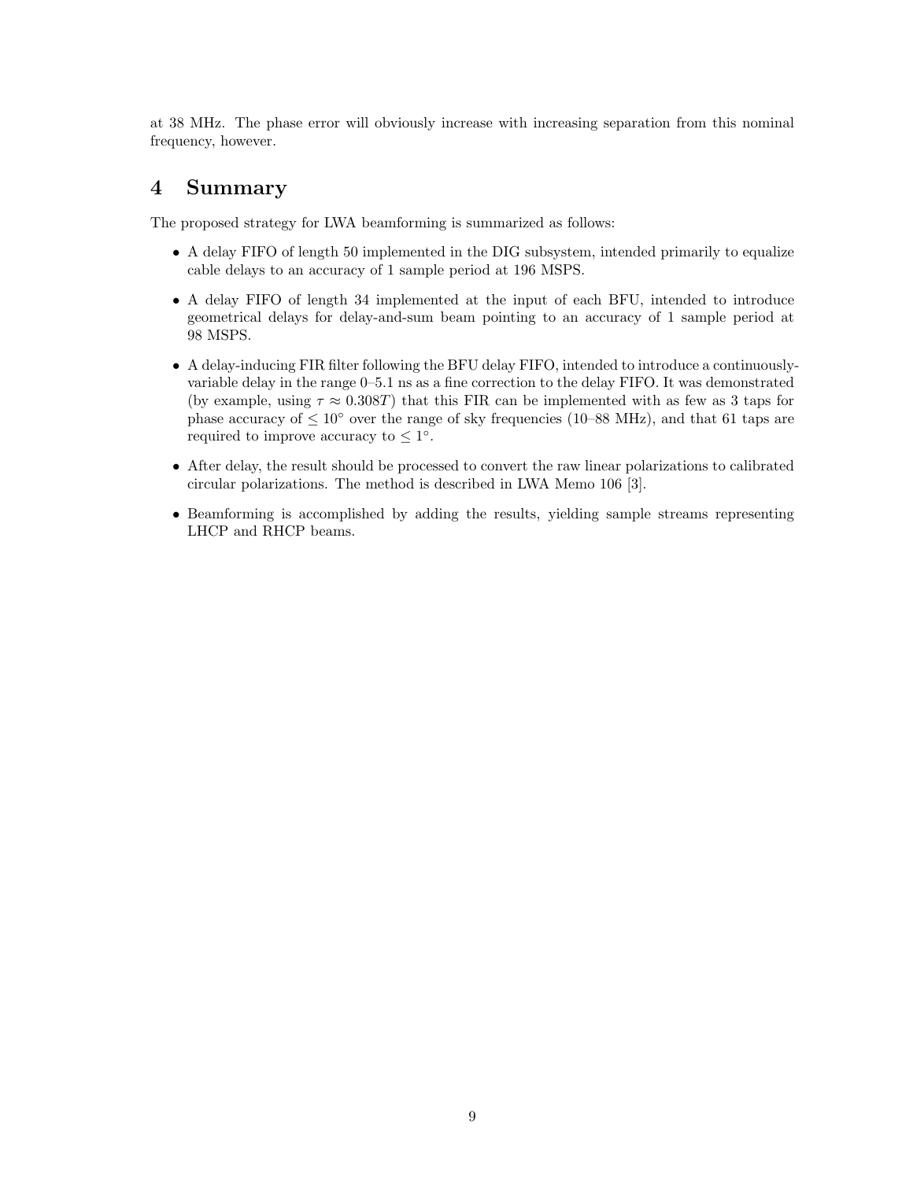at 38 MHz. The phase error will obviously increase with increasing separation from this nominal frequency, however.

## 4 Summary

The proposed strategy for LWA beamforming is summarized as follows:

- A delay FIFO of length 50 implemented in the DIG subsystem, intended primarily to equalize cable delays to an accuracy of 1 sample period at 196 MSPS.
- A delay FIFO of length 34 implemented at the input of each BFU, intended to introduce geometrical delays for delay-and-sum beam pointing to an accuracy of 1 sample period at 98 MSPS.
- A delay-inducing FIR filter following the BFU delay FIFO, intended to introduce a continuously-variable delay in the range 0–5.1 ns as a fine correction to the delay FIFO. It was demonstrated (by example, using $\tau \approx 0.308T$) that this FIR can be implemented with as few as 3 taps for phase accuracy of $\leq 10^{\circ}$ over the range of sky frequencies (10–88 MHz), and that 61 taps are required to improve accuracy to $\leq 1^{\circ}$.
- After delay, the result should be processed to convert the raw linear polarizations to calibrated circular polarizations. The method is described in LWA Memo 106 [3].
- Beamforming is accomplished by adding the results, yielding sample streams representing LHCP and RHCP beams.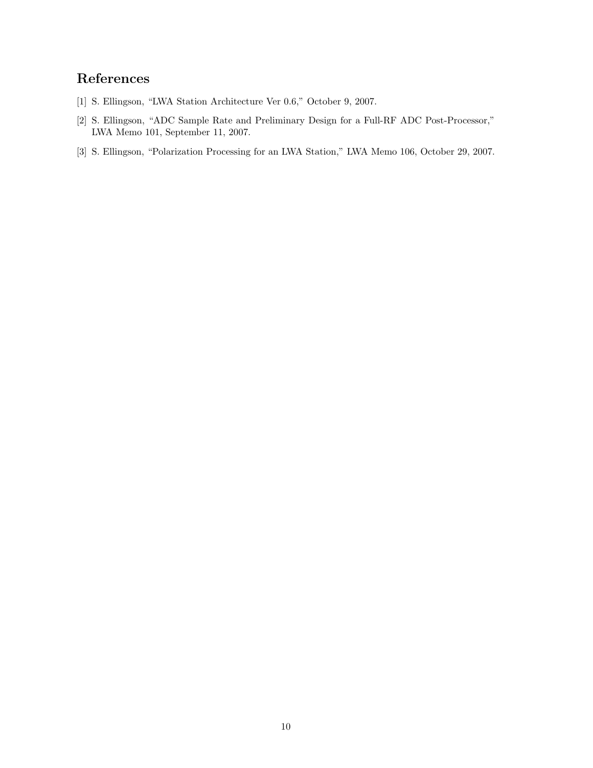# References

[1] S. Ellingson, "LWA Station Architecture Ver 0.6," October 9, 2007.

[2] S. Ellingson, "ADC Sample Rate and Preliminary Design for a Full-RF ADC Post-Processor," LWA Memo 101, September 11, 2007.

[3] S. Ellingson, "Polarization Processing for an LWA Station," LWA Memo 106, October 29, 2007.